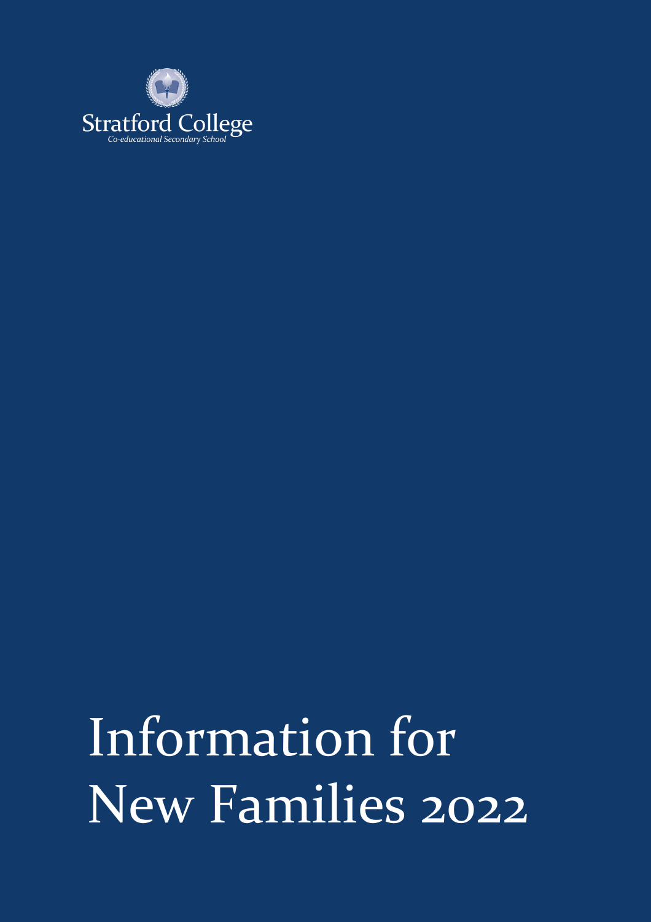Stratford College

*Co-educational Secondary School*

# Information for New Families 2022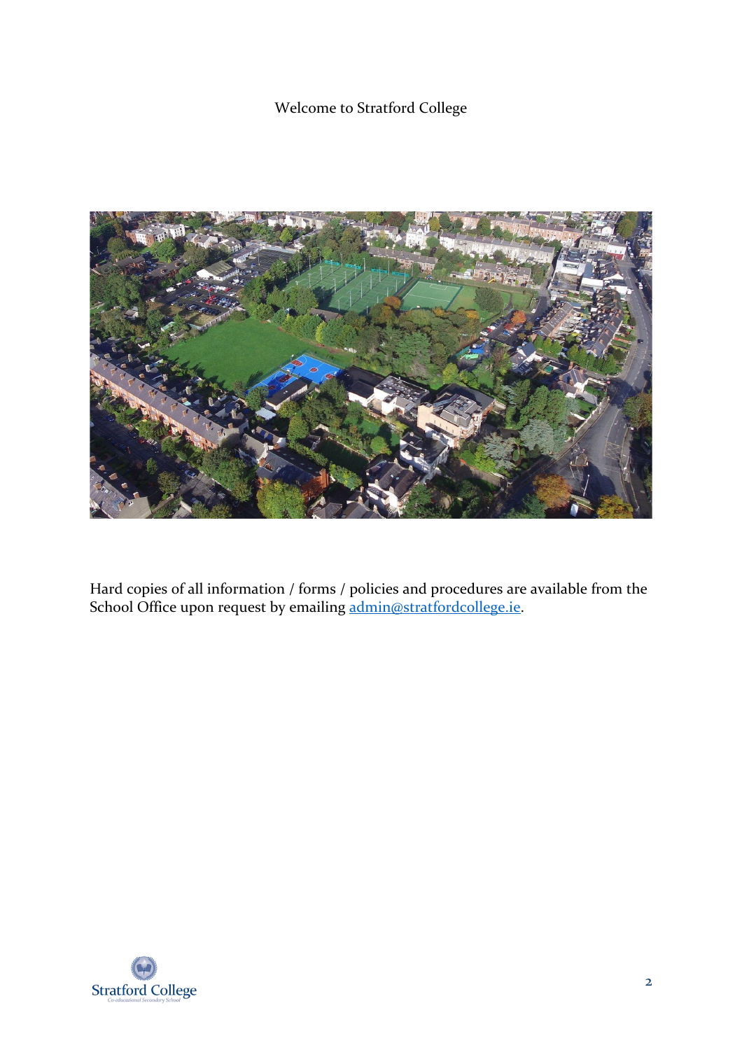Welcome to Stratford College

Hard copies of all information / forms / policies and procedures are available from the School Office upon request by emailing admin@stratfordcollege.ie.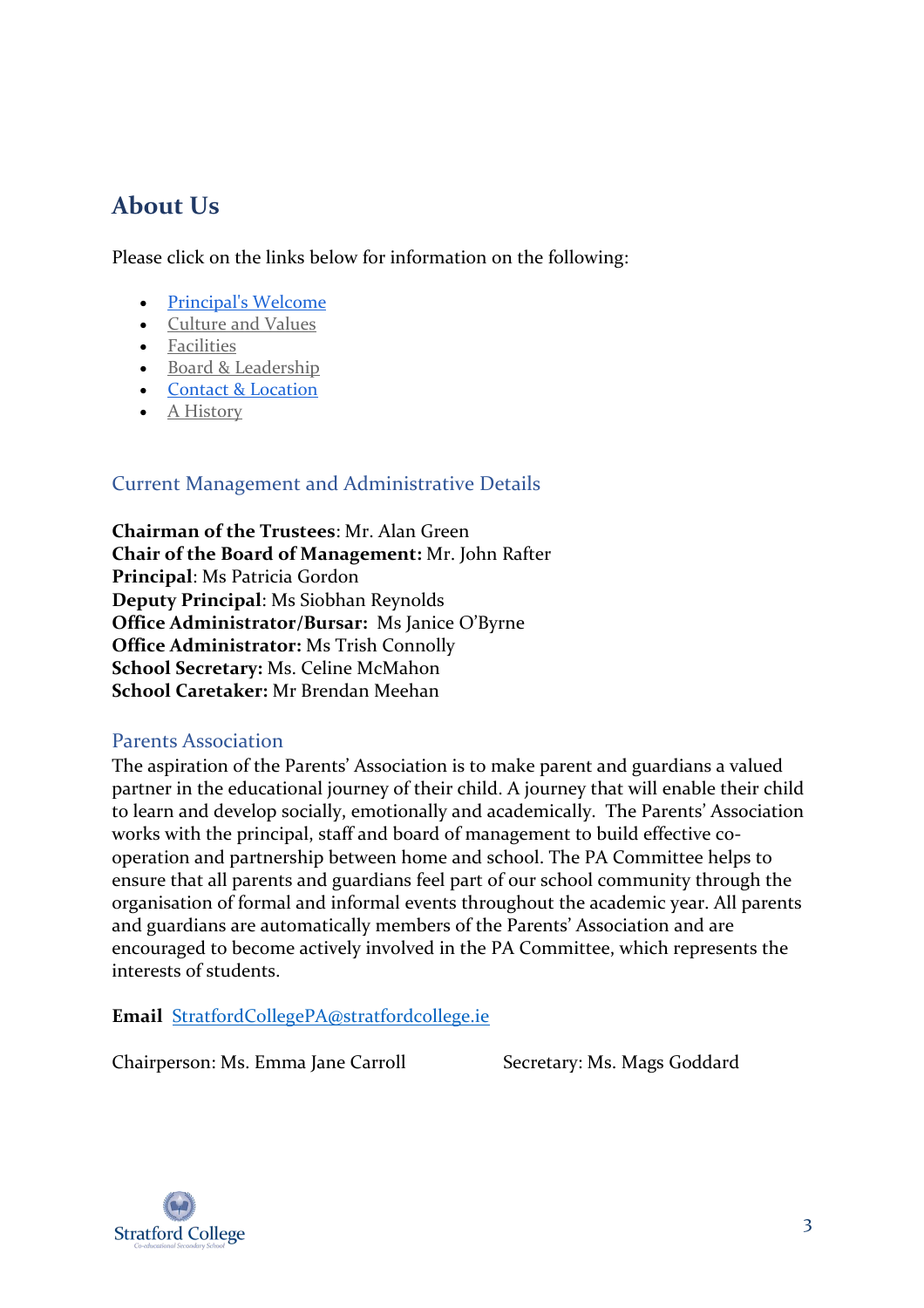## About Us

Please click on the links below for information on the following:

- Principal's Welcome
- Culture and Values
- Facilities
- Board & Leadership
- Contact & Location
- A History

### Current Management and Administrative Details

**Chairman of the Trustees**: Mr. Alan Green
**Chair of the Board of Management:** Mr. John Rafter
**Principal**: Ms Patricia Gordon
**Deputy Principal**: Ms Siobhan Reynolds
**Office Administrator/Bursar:** Ms Janice O'Byrne
**Office Administrator:** Ms Trish Connolly
**School Secretary:** Ms. Celine McMahon
**School Caretaker:** Mr Brendan Meehan

### Parents Association

The aspiration of the Parents' Association is to make parent and guardians a valued partner in the educational journey of their child. A journey that will enable their child to learn and develop socially, emotionally and academically. The Parents' Association works with the principal, staff and board of management to build effective co-operation and partnership between home and school. The PA Committee helps to ensure that all parents and guardians feel part of our school community through the organisation of formal and informal events throughout the academic year. All parents and guardians are automatically members of the Parents' Association and are encouraged to become actively involved in the PA Committee, which represents the interests of students.

**Email** StratfordCollegePA@stratfordcollege.ie

Chairperson: Ms. Emma Jane Carroll

Secretary: Ms. Mags Goddard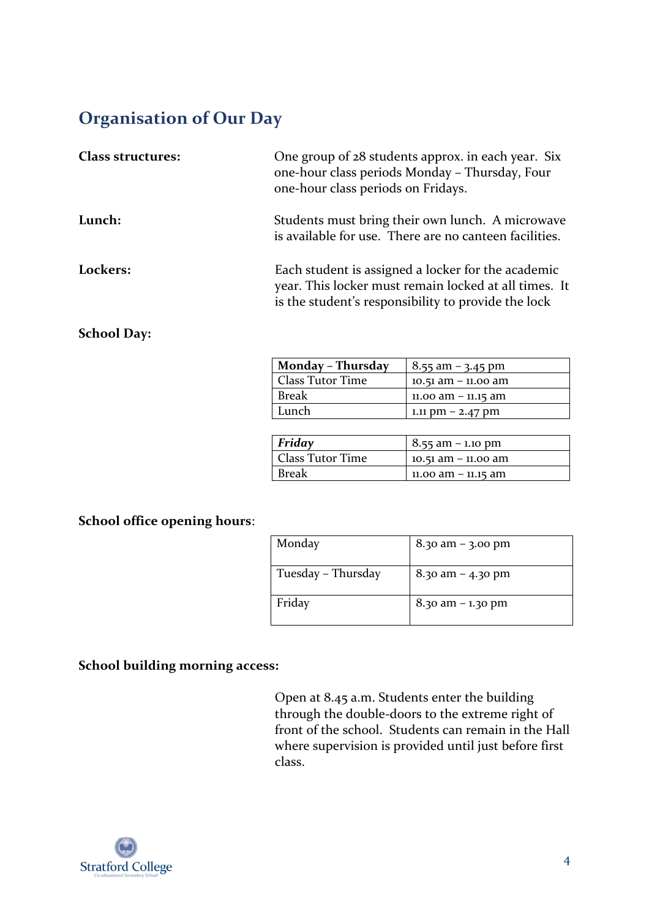## Organisation of Our Day

**Class structures:** One group of 28 students approx. in each year. Six one-hour class periods Monday – Thursday, Four one-hour class periods on Fridays.

**Lunch:** Students must bring their own lunch. A microwave is available for use. There are no canteen facilities.

**Lockers:** Each student is assigned a locker for the academic year. This locker must remain locked at all times. It is the student's responsibility to provide the lock

**School Day:**

| **Monday – Thursday** | 8.55 am – 3.45 pm |
|---|---|
| Class Tutor Time | 10.51 am – 11.00 am |
| Break | 11.00 am – 11.15 am |
| Lunch | 1.11 pm – 2.47 pm |

| ***Friday*** | 8.55 am – 1.10 pm |
|---|---|
| Class Tutor Time | 10.51 am – 11.00 am |
| Break | 11.00 am – 11.15 am |

**School office opening hours**:

| Monday | 8.30 am – 3.00 pm |
|---|---|
| Tuesday – Thursday | 8.30 am – 4.30 pm |
| Friday | 8.30 am – 1.30 pm |

**School building morning access:**

Open at 8.45 a.m. Students enter the building through the double-doors to the extreme right of front of the school. Students can remain in the Hall where supervision is provided until just before first class.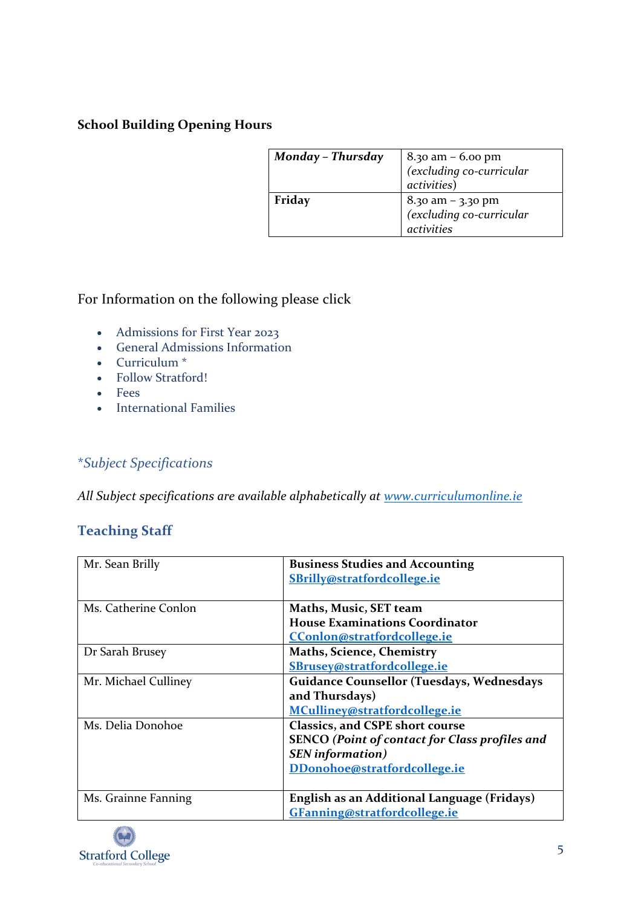**School Building Opening Hours**

| | |
|---|---|
| ***Monday – Thursday*** | 8.30 am – 6.00 pm *(excluding co-curricular activities)* |
| **Friday** | 8.30 am – 3.30 pm *(excluding co-curricular activities* |

For Information on the following please click

- Admissions for First Year 2023
- General Admissions Information
- Curriculum *
- Follow Stratford!
- Fees
- International Families

*\*Subject Specifications*

*All Subject specifications are available alphabetically at* [www.curriculumonline.ie](www.curriculumonline.ie)

## Teaching Staff

| | |
|---|---|
| Mr. Sean Brilly | **Business Studies and Accounting** **SBrilly@stratfordcollege.ie** |
| Ms. Catherine Conlon | **Maths, Music, SET team** **House Examinations Coordinator** **CConlon@stratfordcollege.ie** |
| Dr Sarah Brusey | **Maths, Science, Chemistry** **SBrusey@stratfordcollege.ie** |
| Mr. Michael Culliney | **Guidance Counsellor (Tuesdays, Wednesdays and Thursdays)** **MCulliney@stratfordcollege.ie** |
| Ms. Delia Donohoe | **Classics, and CSPE short course** **SENCO *(Point of contact for Class profiles and SEN information)*** **DDonohoe@stratfordcollege.ie** |
| Ms. Grainne Fanning | **English as an Additional Language (Fridays)** **GFanning@stratfordcollege.ie** |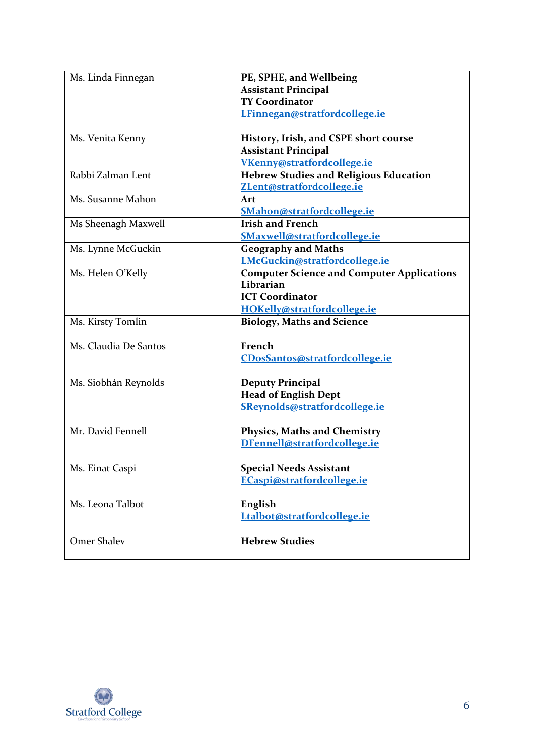| | |
|---|---|
| Ms. Linda Finnegan | **PE, SPHE, and Wellbeing**<br>**Assistant Principal**<br>**TY Coordinator**<br>**LFinnegan@stratfordcollege.ie** |
| Ms. Venita Kenny | **History, Irish, and CSPE short course**<br>**Assistant Principal**<br>**VKenny@stratfordcollege.ie** |
| Rabbi Zalman Lent | **Hebrew Studies and Religious Education**<br>**ZLent@stratfordcollege.ie** |
| Ms. Susanne Mahon | **Art**<br>**SMahon@stratfordcollege.ie** |
| Ms Sheenagh Maxwell | **Irish and French**<br>**SMaxwell@stratfordcollege.ie** |
| Ms. Lynne McGuckin | **Geography and Maths**<br>**LMcGuckin@stratfordcollege.ie** |
| Ms. Helen O'Kelly | **Computer Science and Computer Applications**<br>**Librarian**<br>**ICT Coordinator**<br>**HOKelly@stratfordcollege.ie** |
| Ms. Kirsty Tomlin | **Biology, Maths and Science** |
| Ms. Claudia De Santos | **French**<br>**CDosSantos@stratfordcollege.ie** |
| Ms. Siobhán Reynolds | **Deputy Principal**<br>**Head of English Dept**<br>**SReynolds@stratfordcollege.ie** |
| Mr. David Fennell | **Physics, Maths and Chemistry**<br>**DFennell@stratfordcollege.ie** |
| Ms. Einat Caspi | **Special Needs Assistant**<br>**ECaspi@stratfordcollege.ie** |
| Ms. Leona Talbot | **English**<br>**Ltalbot@stratfordcollege.ie** |
| Omer Shalev | **Hebrew Studies** |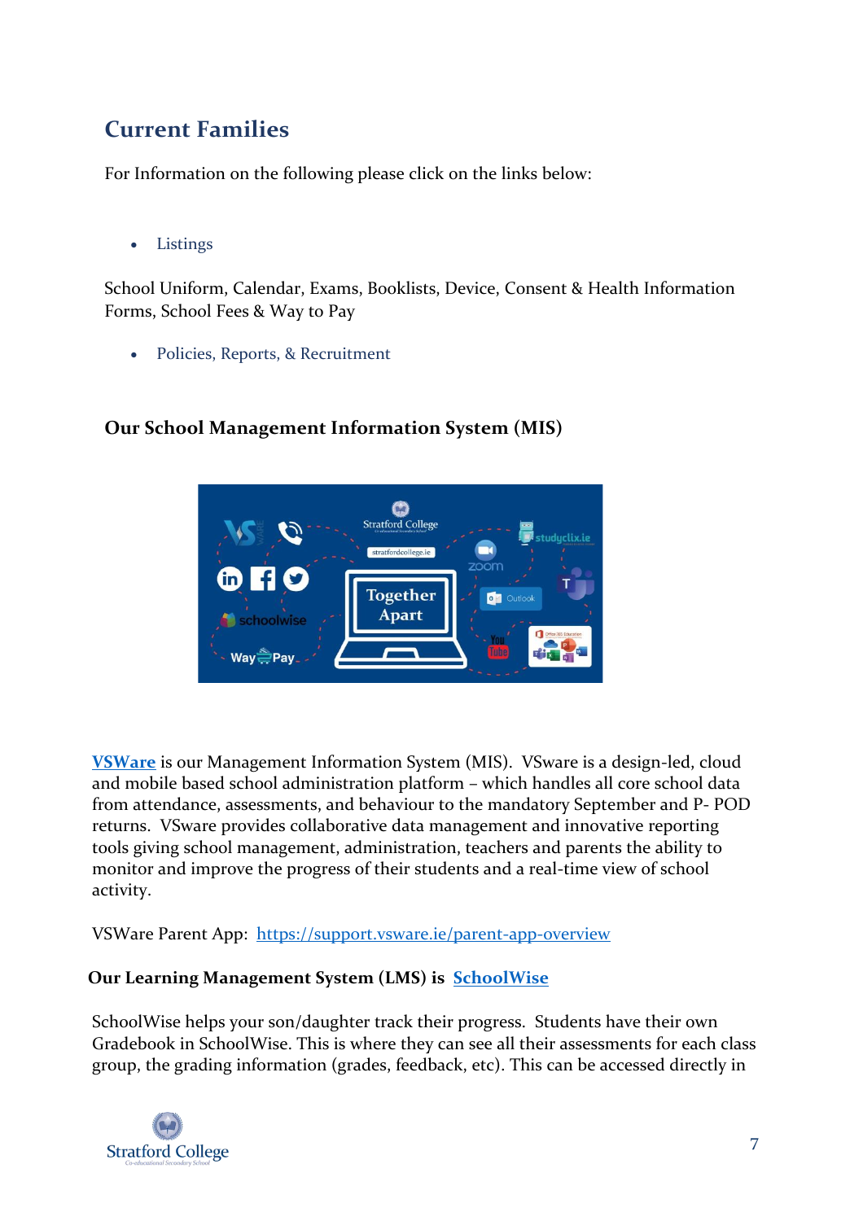## Current Families

For Information on the following please click on the links below:

- Listings

School Uniform, Calendar, Exams, Booklists, Device, Consent & Health Information Forms, School Fees & Way to Pay

- Policies, Reports, & Recruitment

### Our School Management Information System (MIS)

**VSWare** is our Management Information System (MIS). VSware is a design-led, cloud and mobile based school administration platform – which handles all core school data from attendance, assessments, and behaviour to the mandatory September and P- POD returns. VSware provides collaborative data management and innovative reporting tools giving school management, administration, teachers and parents the ability to monitor and improve the progress of their students and a real-time view of school activity.

VSWare Parent App: https://support.vsware.ie/parent-app-overview

### Our Learning Management System (LMS) is SchoolWise

SchoolWise helps your son/daughter track their progress. Students have their own Gradebook in SchoolWise. This is where they can see all their assessments for each class group, the grading information (grades, feedback, etc). This can be accessed directly in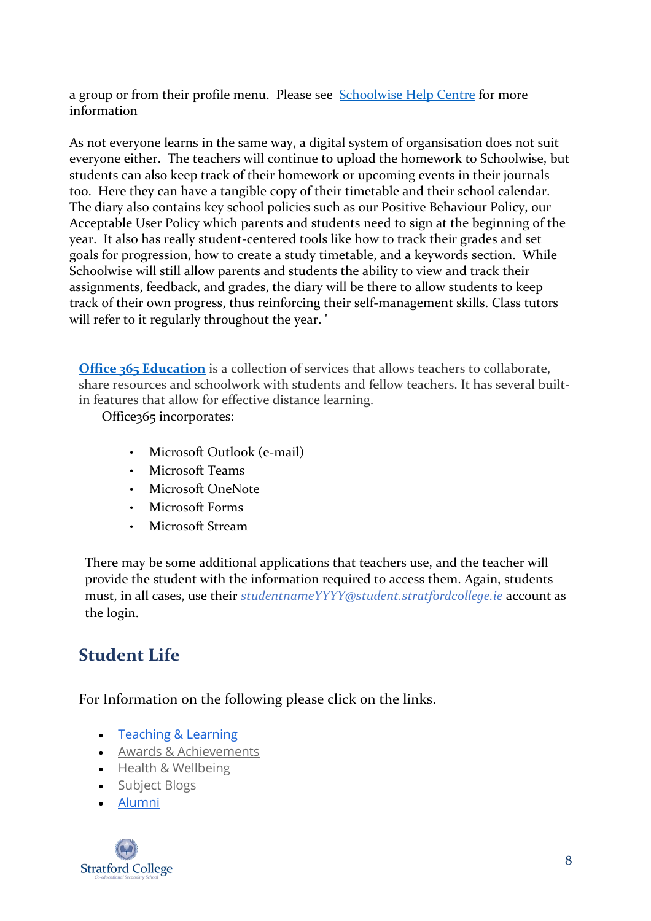a group or from their profile menu. Please see [Schoolwise Help Centre]() for more information

As not everyone learns in the same way, a digital system of organisation does not suit everyone either. The teachers will continue to upload the homework to Schoolwise, but students can also keep track of their homework or upcoming events in their journals too. Here they can have a tangible copy of their timetable and their school calendar. The diary also contains key school policies such as our Positive Behaviour Policy, our Acceptable User Policy which parents and students need to sign at the beginning of the year. It also has really student-centered tools like how to track their grades and set goals for progression, how to create a study timetable, and a keywords section. While Schoolwise will still allow parents and students the ability to view and track their assignments, feedback, and grades, the diary will be there to allow students to keep track of their own progress, thus reinforcing their self-management skills. Class tutors will refer to it regularly throughout the year. '

**Office 365 Education** is a collection of services that allows teachers to collaborate, share resources and schoolwork with students and fellow teachers. It has several built-in features that allow for effective distance learning.

Office365 incorporates:

- Microsoft Outlook (e-mail)
- Microsoft Teams
- Microsoft OneNote
- Microsoft Forms
- Microsoft Stream

There may be some additional applications that teachers use, and the teacher will provide the student with the information required to access them. Again, students must, in all cases, use their *studentnameYYYY@student.stratfordcollege.ie* account as the login.

## Student Life

For Information on the following please click on the links.

- Teaching & Learning
- Awards & Achievements
- Health & Wellbeing
- Subject Blogs
- Alumni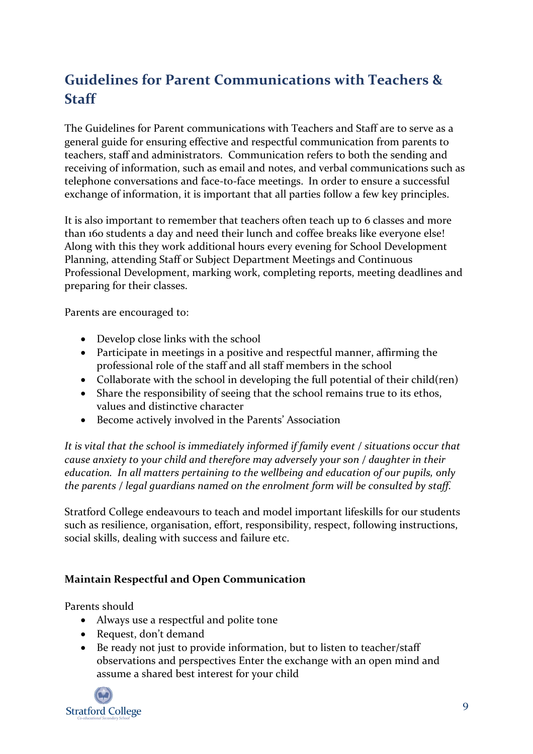## Guidelines for Parent Communications with Teachers & Staff

The Guidelines for Parent communications with Teachers and Staff are to serve as a general guide for ensuring effective and respectful communication from parents to teachers, staff and administrators. Communication refers to both the sending and receiving of information, such as email and notes, and verbal communications such as telephone conversations and face-to-face meetings. In order to ensure a successful exchange of information, it is important that all parties follow a few key principles.

It is also important to remember that teachers often teach up to 6 classes and more than 160 students a day and need their lunch and coffee breaks like everyone else! Along with this they work additional hours every evening for School Development Planning, attending Staff or Subject Department Meetings and Continuous Professional Development, marking work, completing reports, meeting deadlines and preparing for their classes.

Parents are encouraged to:

- Develop close links with the school
- Participate in meetings in a positive and respectful manner, affirming the professional role of the staff and all staff members in the school
- Collaborate with the school in developing the full potential of their child(ren)
- Share the responsibility of seeing that the school remains true to its ethos, values and distinctive character
- Become actively involved in the Parents' Association

*It is vital that the school is immediately informed if family event / situations occur that cause anxiety to your child and therefore may adversely your son / daughter in their education. In all matters pertaining to the wellbeing and education of our pupils, only the parents / legal guardians named on the enrolment form will be consulted by staff.*

Stratford College endeavours to teach and model important lifeskills for our students such as resilience, organisation, effort, responsibility, respect, following instructions, social skills, dealing with success and failure etc.

**Maintain Respectful and Open Communication**

Parents should

- Always use a respectful and polite tone
- Request, don't demand
- Be ready not just to provide information, but to listen to teacher/staff observations and perspectives Enter the exchange with an open mind and assume a shared best interest for your child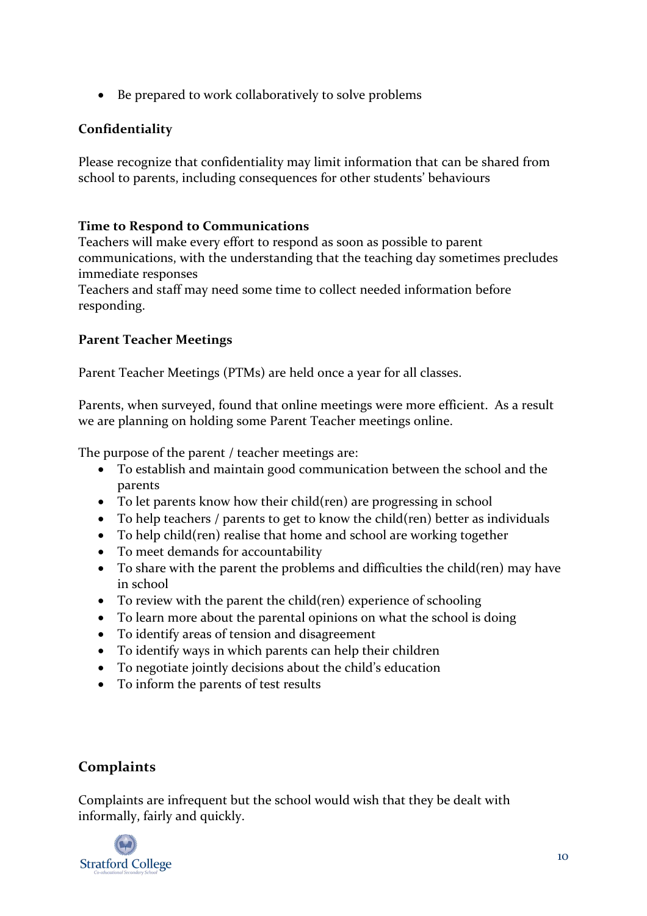- Be prepared to work collaboratively to solve problems

**Confidentiality**

Please recognize that confidentiality may limit information that can be shared from school to parents, including consequences for other students' behaviours

**Time to Respond to Communications**

Teachers will make every effort to respond as soon as possible to parent communications, with the understanding that the teaching day sometimes precludes immediate responses

Teachers and staff may need some time to collect needed information before responding.

**Parent Teacher Meetings**

Parent Teacher Meetings (PTMs) are held once a year for all classes.

Parents, when surveyed, found that online meetings were more efficient. As a result we are planning on holding some Parent Teacher meetings online.

The purpose of the parent / teacher meetings are:

- To establish and maintain good communication between the school and the parents
- To let parents know how their child(ren) are progressing in school
- To help teachers / parents to get to know the child(ren) better as individuals
- To help child(ren) realise that home and school are working together
- To meet demands for accountability
- To share with the parent the problems and difficulties the child(ren) may have in school
- To review with the parent the child(ren) experience of schooling
- To learn more about the parental opinions on what the school is doing
- To identify areas of tension and disagreement
- To identify ways in which parents can help their children
- To negotiate jointly decisions about the child's education
- To inform the parents of test results

## Complaints

Complaints are infrequent but the school would wish that they be dealt with informally, fairly and quickly.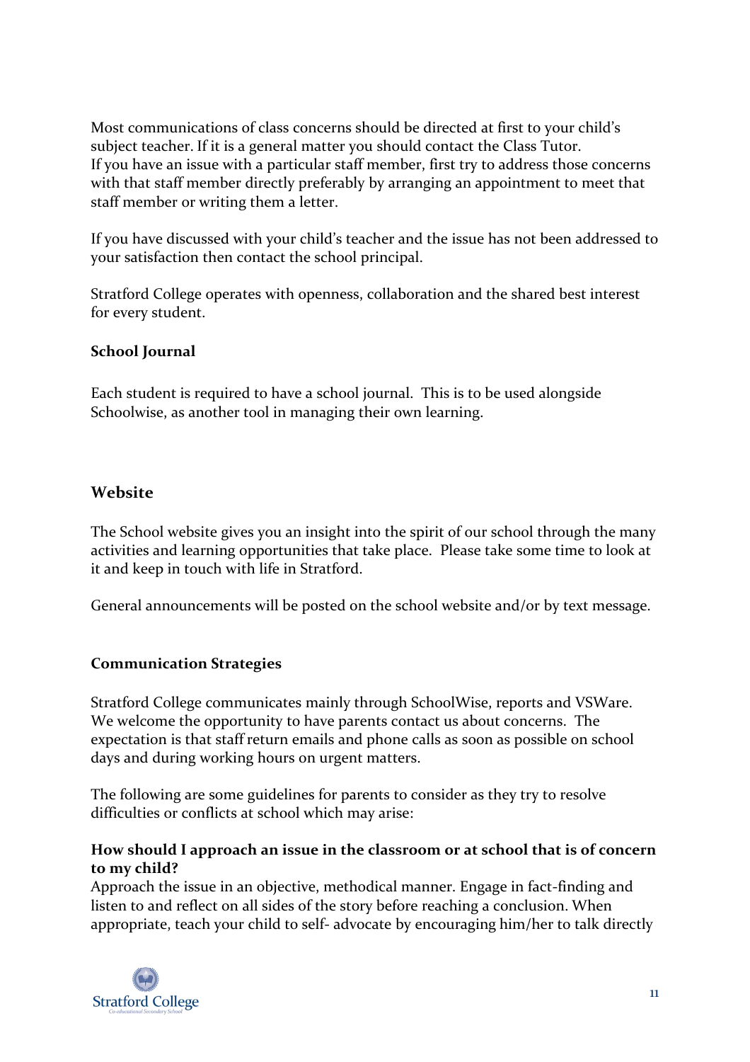Most communications of class concerns should be directed at first to your child's subject teacher. If it is a general matter you should contact the Class Tutor. If you have an issue with a particular staff member, first try to address those concerns with that staff member directly preferably by arranging an appointment to meet that staff member or writing them a letter.

If you have discussed with your child's teacher and the issue has not been addressed to your satisfaction then contact the school principal.

Stratford College operates with openness, collaboration and the shared best interest for every student.

**School Journal**

Each student is required to have a school journal. This is to be used alongside Schoolwise, as another tool in managing their own learning.

## Website

The School website gives you an insight into the spirit of our school through the many activities and learning opportunities that take place. Please take some time to look at it and keep in touch with life in Stratford.

General announcements will be posted on the school website and/or by text message.

**Communication Strategies**

Stratford College communicates mainly through SchoolWise, reports and VSWare. We welcome the opportunity to have parents contact us about concerns. The expectation is that staff return emails and phone calls as soon as possible on school days and during working hours on urgent matters.

The following are some guidelines for parents to consider as they try to resolve difficulties or conflicts at school which may arise:

**How should I approach an issue in the classroom or at school that is of concern to my child?**
Approach the issue in an objective, methodical manner. Engage in fact-finding and listen to and reflect on all sides of the story before reaching a conclusion. When appropriate, teach your child to self- advocate by encouraging him/her to talk directly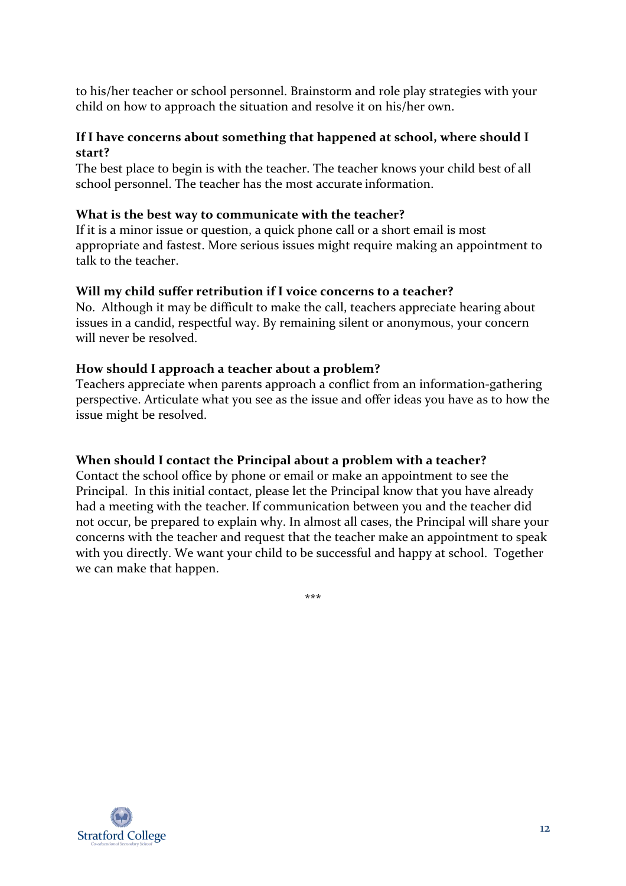to his/her teacher or school personnel. Brainstorm and role play strategies with your child on how to approach the situation and resolve it on his/her own.

**If I have concerns about something that happened at school, where should I start?**
The best place to begin is with the teacher. The teacher knows your child best of all school personnel. The teacher has the most accurate information.

**What is the best way to communicate with the teacher?**
If it is a minor issue or question, a quick phone call or a short email is most appropriate and fastest. More serious issues might require making an appointment to talk to the teacher.

**Will my child suffer retribution if I voice concerns to a teacher?**
No. Although it may be difficult to make the call, teachers appreciate hearing about issues in a candid, respectful way. By remaining silent or anonymous, your concern will never be resolved.

**How should I approach a teacher about a problem?**
Teachers appreciate when parents approach a conflict from an information-gathering perspective. Articulate what you see as the issue and offer ideas you have as to how the issue might be resolved.

**When should I contact the Principal about a problem with a teacher?**
Contact the school office by phone or email or make an appointment to see the Principal. In this initial contact, please let the Principal know that you have already had a meeting with the teacher. If communication between you and the teacher did not occur, be prepared to explain why. In almost all cases, the Principal will share your concerns with the teacher and request that the teacher make an appointment to speak with you directly. We want your child to be successful and happy at school. Together we can make that happen.

***